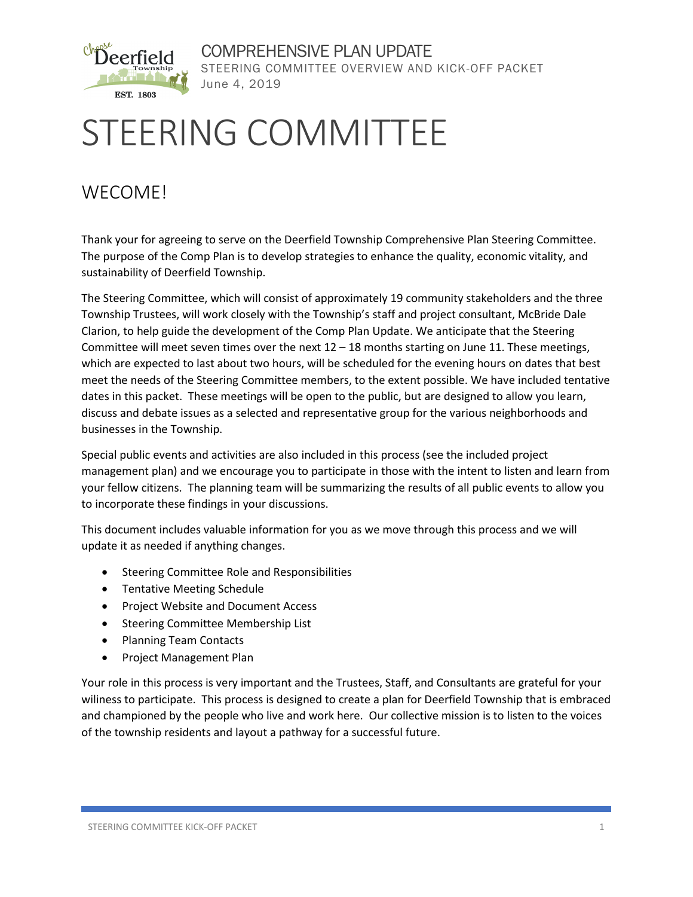# STEERING COMMITTEE

## WECOME!

Thank your for agreeing to serve on the Deerfield Township Comprehensive Plan Steering Committee. The purpose of the Comp Plan is to develop strategies to enhance the quality, economic vitality, and sustainability of Deerfield Township.

The Steering Committee, which will consist of approximately 19 community stakeholders and the three Township Trustees, will work closely with the Township's staff and project consultant, McBride Dale Clarion, to help guide the development of the Comp Plan Update. We anticipate that the Steering Committee will meet seven times over the next 12 – 18 months starting on June 11. These meetings, which are expected to last about two hours, will be scheduled for the evening hours on dates that best meet the needs of the Steering Committee members, to the extent possible. We have included tentative dates in this packet. These meetings will be open to the public, but are designed to allow you learn, discuss and debate issues as a selected and representative group for the various neighborhoods and businesses in the Township.

Special public events and activities are also included in this process (see the included project management plan) and we encourage you to participate in those with the intent to listen and learn from your fellow citizens. The planning team will be summarizing the results of all public events to allow you to incorporate these findings in your discussions.

This document includes valuable information for you as we move through this process and we will update it as needed if anything changes.

- Steering Committee Role and Responsibilities
- Tentative Meeting Schedule
- Project Website and Document Access
- Steering Committee Membership List
- Planning Team Contacts
- Project Management Plan

Your role in this process is very important and the Trustees, Staff, and Consultants are grateful for your wiliness to participate. This process is designed to create a plan for Deerfield Township that is embraced and championed by the people who live and work here. Our collective mission is to listen to the voices of the township residents and layout a pathway for a successful future.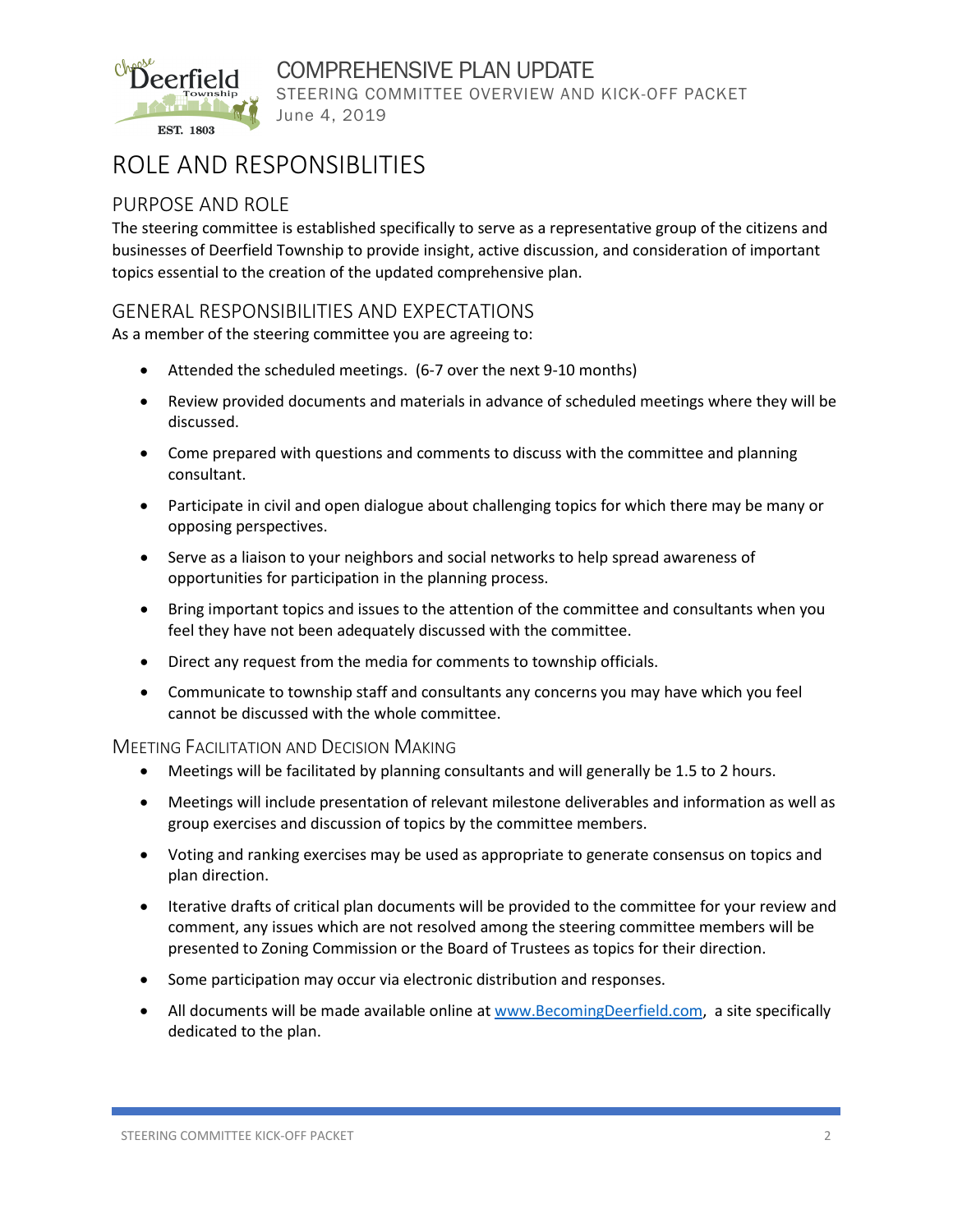# ROLE AND RESPONSIBLITIES

## PURPOSE AND ROLE

The steering committee is established specifically to serve as a representative group of the citizens and businesses of Deerfield Township to provide insight, active discussion, and consideration of important topics essential to the creation of the updated comprehensive plan.

## GENERAL RESPONSIBILITIES AND EXPECTATIONS

As a member of the steering committee you are agreeing to:

- Attended the scheduled meetings. (6-7 over the next 9-10 months)
- Review provided documents and materials in advance of scheduled meetings where they will be discussed.
- Come prepared with questions and comments to discuss with the committee and planning consultant.
- Participate in civil and open dialogue about challenging topics for which there may be many or opposing perspectives.
- Serve as a liaison to your neighbors and social networks to help spread awareness of opportunities for participation in the planning process.
- Bring important topics and issues to the attention of the committee and consultants when you feel they have not been adequately discussed with the committee.
- Direct any request from the media for comments to township officials.
- Communicate to township staff and consultants any concerns you may have which you feel cannot be discussed with the whole committee.

### MEETING FACILITATION AND DECISION MAKING

- Meetings will be facilitated by planning consultants and will generally be 1.5 to 2 hours.
- Meetings will include presentation of relevant milestone deliverables and information as well as group exercises and discussion of topics by the committee members.
- Voting and ranking exercises may be used as appropriate to generate consensus on topics and plan direction.
- Iterative drafts of critical plan documents will be provided to the committee for your review and comment, any issues which are not resolved among the steering committee members will be presented to Zoning Commission or the Board of Trustees as topics for their direction.
- Some participation may occur via electronic distribution and responses.
- All documents will be made available online at [www.BecomingDeerfield.com](http://www.BecomingDeerfield.com), a site specifically dedicated to the plan.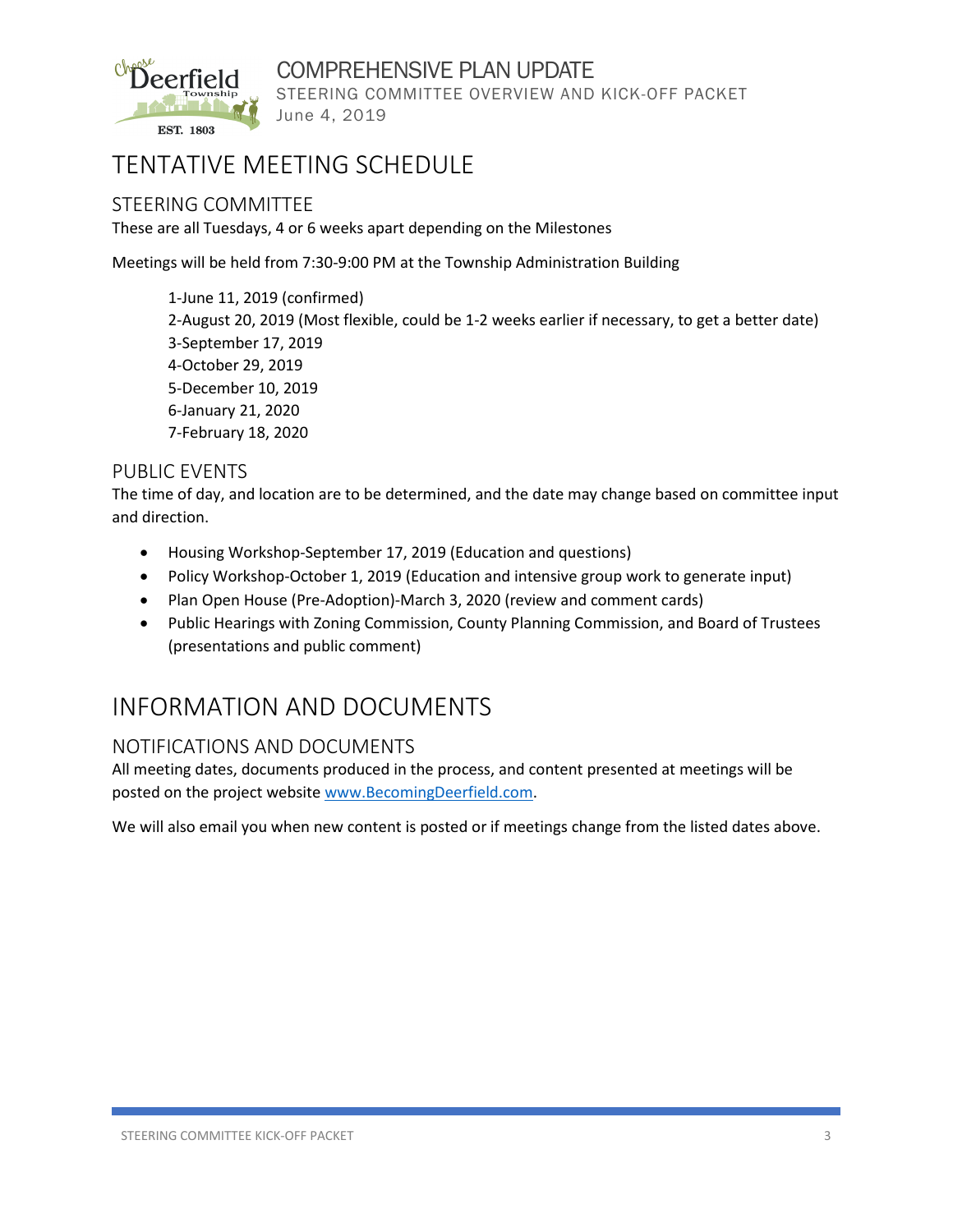# TENTATIVE MEETING SCHEDULE

## STEERING COMMITTEE

These are all Tuesdays, 4 or 6 weeks apart depending on the Milestones

Meetings will be held from 7:30-9:00 PM at the Township Administration Building

1-June 11, 2019 (confirmed)
2-August 20, 2019 (Most flexible, could be 1-2 weeks earlier if necessary, to get a better date)
3-September 17, 2019
4-October 29, 2019
5-December 10, 2019
6-January 21, 2020
7-February 18, 2020

## PUBLIC EVENTS

The time of day, and location are to be determined, and the date may change based on committee input and direction.

- Housing Workshop-September 17, 2019 (Education and questions)
- Policy Workshop-October 1, 2019 (Education and intensive group work to generate input)
- Plan Open House (Pre-Adoption)-March 3, 2020 (review and comment cards)
- Public Hearings with Zoning Commission, County Planning Commission, and Board of Trustees (presentations and public comment)

# INFORMATION AND DOCUMENTS

## NOTIFICATIONS AND DOCUMENTS

All meeting dates, documents produced in the process, and content presented at meetings will be posted on the project website www.BecomingDeerfield.com.

We will also email you when new content is posted or if meetings change from the listed dates above.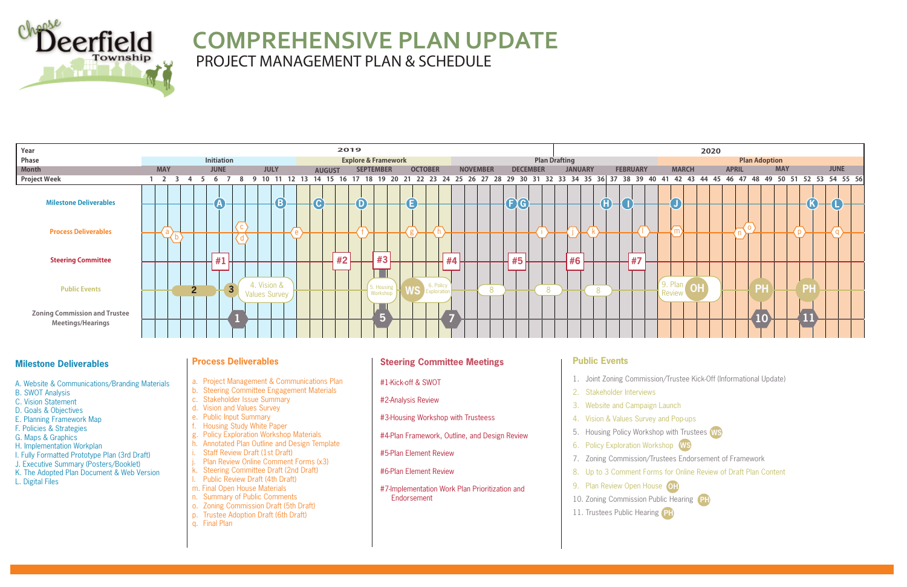Choose Deerfield Township

# COMPREHENSIVE PLAN UPDATE

## PROJECT MANAGEMENT PLAN & SCHEDULE

Year: 2019 | 2020

Phase: Initiation | Explore & Framework | Plan Drafting | Plan Adoption

Month: MAY | JUNE | JULY | AUGUST | SEPTEMBER | OCTOBER | NOVEMBER | DECEMBER | JANUARY | FEBRUARY | MARCH | APRIL | MAY | JUNE

Project Week: 1 2 3 4 5 6 7 8 9 10 11 12 13 14 15 16 17 18 19 20 21 22 23 24 25 26 27 28 29 30 31 32 33 34 35 36 37 38 39 40 41 42 43 44 45 46 47 48 49 50 51 52 53 54 55 56

Milestone Deliverables: A B C D E F G H I J K L

Process Deliverables: a b c d e f g h i j k l m n o p q

Steering Committee: #1 #2 #3 #4 #5 #6 #7

Public Events: 2 3 4. Vision & Values Survey 5. Housing Workshop WS 6. Policy Exploration 8 8 8 9. Plan Review OH PH PH

Zoning Commission and Trustee Meetings/Hearings: 1 5 7 10 11

### Milestone Deliverables

A. Website & Communications/Branding Materials
B. SWOT Analysis
C. Vision Statement
D. Goals & Objectives
E. Planning Framework Map
F. Policies & Strategies
G. Maps & Graphics
H. Implementation Workplan
I. Fully Formatted Prototype Plan (3rd Draft)
J. Executive Summary (Posters/Booklet)
K. The Adopted Plan Document & Web Version
L. Digital Files

### Process Deliverables

a. Project Management & Communications Plan
b. Steering Committee Engagement Materials
c. Stakeholder Issue Summary
d. Vision and Values Survey
e. Public Input Summary
f. Housing Study White Paper
g. Policy Exploration Workshop Materials
h. Annotated Plan Outline and Design Template
i. Staff Review Draft (1st Draft)
j. Plan Review Online Comment Forms (x3)
k. Steering Committee Draft (2nd Draft)
l. Public Review Draft (4th Draft)
m. Final Open House Materials
n. Summary of Public Comments
o. Zoning Commission Draft (5th Draft)
p. Trustee Adoption Draft (6th Draft)
q. Final Plan

### Steering Committee Meetings

#1-Kick-off & SWOT

#2-Analysis Review

#3-Housing Workshop with Trusteess

#4-Plan Framework, Outline, and Design Review

#5-Plan Element Review

#6-Plan Element Review

#7-Implementation Work Plan Prioritization and Endorsement

### Public Events

1. Joint Zoning Commission/Trustee Kick-Off (Informational Update)
2. Stakeholder Interviews
3. Website and Campaign Launch
4. Vision & Values Survey and Pop-ups
5. Housing Policy Workshop with Trustees WS
6. Policy Exploration Workshop WS
7. Zoning Commission/Trustees Endorsement of Framework
8. Up to 3 Comment Forms for Online Review of Draft Plan Content
9. Plan Review Open House OH
10. Zoning Commission Public Hearing PH
11. Trustees Public Hearing PH